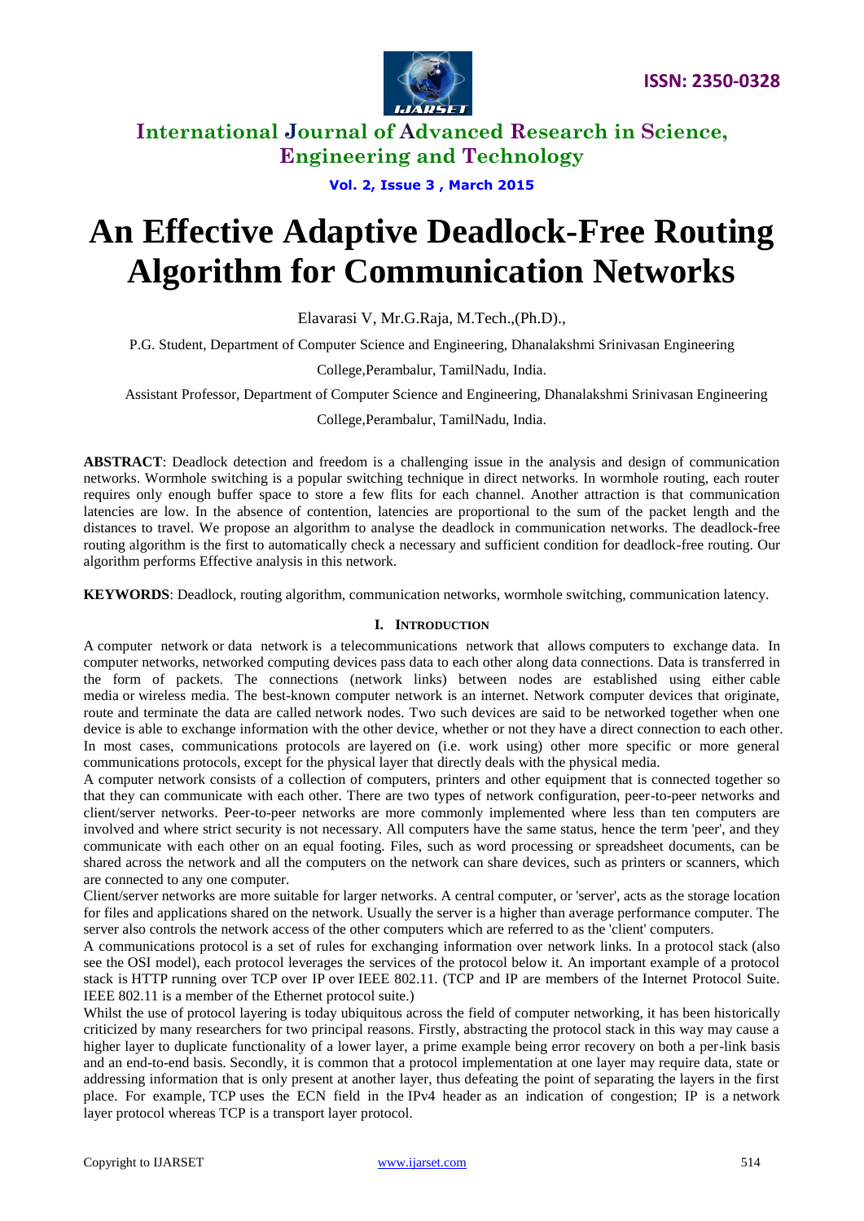# An Effective Adaptive Deadlock-Free Routing Algorithm for Communication Networks

Elavarasi V, Mr.G.Raja, M.Tech.,(Ph.D).,

P.G. Student, Department of Computer Science and Engineering, Dhanalakshmi Srinivasan Engineering College,Perambalur, TamilNadu, India.

Assistant Professor, Department of Computer Science and Engineering, Dhanalakshmi Srinivasan Engineering College,Perambalur, TamilNadu, India.

**ABSTRACT**: Deadlock detection and freedom is a challenging issue in the analysis and design of communication networks. Wormhole switching is a popular switching technique in direct networks. In wormhole routing, each router requires only enough buffer space to store a few flits for each channel. Another attraction is that communication latencies are low. In the absence of contention, latencies are proportional to the sum of the packet length and the distances to travel. We propose an algorithm to analyse the deadlock in communication networks. The deadlock-free routing algorithm is the first to automatically check a necessary and sufficient condition for deadlock-free routing. Our algorithm performs Effective analysis in this network.

**KEYWORDS**: Deadlock, routing algorithm, communication networks, wormhole switching, communication latency.

## I. Introduction

A computer network or data network is a telecommunications network that allows computers to exchange data. In computer networks, networked computing devices pass data to each other along data connections. Data is transferred in the form of packets. The connections (network links) between nodes are established using either cable media or wireless media. The best-known computer network is an internet. Network computer devices that originate, route and terminate the data are called network nodes. Two such devices are said to be networked together when one device is able to exchange information with the other device, whether or not they have a direct connection to each other. In most cases, communications protocols are layered on (i.e. work using) other more specific or more general communications protocols, except for the physical layer that directly deals with the physical media.

A computer network consists of a collection of computers, printers and other equipment that is connected together so that they can communicate with each other. There are two types of network configuration, peer-to-peer networks and client/server networks. Peer-to-peer networks are more commonly implemented where less than ten computers are involved and where strict security is not necessary. All computers have the same status, hence the term 'peer', and they communicate with each other on an equal footing. Files, such as word processing or spreadsheet documents, can be shared across the network and all the computers on the network can share devices, such as printers or scanners, which are connected to any one computer.

Client/server networks are more suitable for larger networks. A central computer, or 'server', acts as the storage location for files and applications shared on the network. Usually the server is a higher than average performance computer. The server also controls the network access of the other computers which are referred to as the 'client' computers.

A communications protocol is a set of rules for exchanging information over network links. In a protocol stack (also see the OSI model), each protocol leverages the services of the protocol below it. An important example of a protocol stack is HTTP running over TCP over IP over IEEE 802.11. (TCP and IP are members of the Internet Protocol Suite. IEEE 802.11 is a member of the Ethernet protocol suite.)

Whilst the use of protocol layering is today ubiquitous across the field of computer networking, it has been historically criticized by many researchers for two principal reasons. Firstly, abstracting the protocol stack in this way may cause a higher layer to duplicate functionality of a lower layer, a prime example being error recovery on both a per-link basis and an end-to-end basis. Secondly, it is common that a protocol implementation at one layer may require data, state or addressing information that is only present at another layer, thus defeating the point of separating the layers in the first place. For example, TCP uses the ECN field in the IPv4 header as an indication of congestion; IP is a network layer protocol whereas TCP is a transport layer protocol.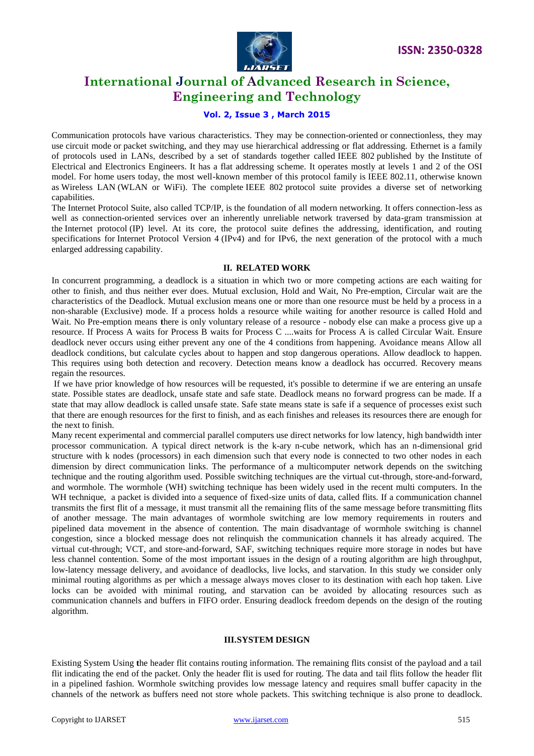Communication protocols have various characteristics. They may be connection-oriented or connectionless, they may use circuit mode or packet switching, and they may use hierarchical addressing or flat addressing. Ethernet is a family of protocols used in LANs, described by a set of standards together called IEEE 802 published by the Institute of Electrical and Electronics Engineers. It has a flat addressing scheme. It operates mostly at levels 1 and 2 of the OSI model. For home users today, the most well-known member of this protocol family is IEEE 802.11, otherwise known as Wireless LAN (WLAN or WiFi). The complete IEEE 802 protocol suite provides a diverse set of networking capabilities.

The Internet Protocol Suite, also called TCP/IP, is the foundation of all modern networking. It offers connection-less as well as connection-oriented services over an inherently unreliable network traversed by data-gram transmission at the Internet protocol (IP) level. At its core, the protocol suite defines the addressing, identification, and routing specifications for Internet Protocol Version 4 (IPv4) and for IPv6, the next generation of the protocol with a much enlarged addressing capability.

## II. RELATED WORK

In concurrent programming, a deadlock is a situation in which two or more competing actions are each waiting for other to finish, and thus neither ever does. Mutual exclusion, Hold and Wait, No Pre-emption, Circular wait are the characteristics of the Deadlock. Mutual exclusion means one or more than one resource must be held by a process in a non-sharable (Exclusive) mode. If a process holds a resource while waiting for another resource is called Hold and Wait. No Pre-emption means there is only voluntary release of a resource - nobody else can make a process give up a resource. If Process A waits for Process B waits for Process C ....waits for Process A is called Circular Wait. Ensure deadlock never occurs using either prevent any one of the 4 conditions from happening. Avoidance means Allow all deadlock conditions, but calculate cycles about to happen and stop dangerous operations. Allow deadlock to happen. This requires using both detection and recovery. Detection means know a deadlock has occurred. Recovery means regain the resources.

If we have prior knowledge of how resources will be requested, it's possible to determine if we are entering an unsafe state. Possible states are deadlock, unsafe state and safe state. Deadlock means no forward progress can be made. If a state that may allow deadlock is called unsafe state. Safe state means state is safe if a sequence of processes exist such that there are enough resources for the first to finish, and as each finishes and releases its resources there are enough for the next to finish.

Many recent experimental and commercial parallel computers use direct networks for low latency, high bandwidth inter processor communication. A typical direct network is the k-ary n-cube network, which has an n-dimensional grid structure with k nodes (processors) in each dimension such that every node is connected to two other nodes in each dimension by direct communication links. The performance of a multicomputer network depends on the switching technique and the routing algorithm used. Possible switching techniques are the virtual cut-through, store-and-forward, and wormhole. The wormhole (WH) switching technique has been widely used in the recent multi computers. In the WH technique, a packet is divided into a sequence of fixed-size units of data, called flits. If a communication channel transmits the first flit of a message, it must transmit all the remaining flits of the same message before transmitting flits of another message. The main advantages of wormhole switching are low memory requirements in routers and pipelined data movement in the absence of contention. The main disadvantage of wormhole switching is channel congestion, since a blocked message does not relinquish the communication channels it has already acquired. The virtual cut-through; VCT, and store-and-forward, SAF, switching techniques require more storage in nodes but have less channel contention. Some of the most important issues in the design of a routing algorithm are high throughput, low-latency message delivery, and avoidance of deadlocks, live locks, and starvation. In this study we consider only minimal routing algorithms as per which a message always moves closer to its destination with each hop taken. Live locks can be avoided with minimal routing, and starvation can be avoided by allocating resources such as communication channels and buffers in FIFO order. Ensuring deadlock freedom depends on the design of the routing algorithm.

## III.SYSTEM DESIGN

Existing System Using the header flit contains routing information. The remaining flits consist of the payload and a tail flit indicating the end of the packet. Only the header flit is used for routing. The data and tail flits follow the header flit in a pipelined fashion. Wormhole switching provides low message latency and requires small buffer capacity in the channels of the network as buffers need not store whole packets. This switching technique is also prone to deadlock.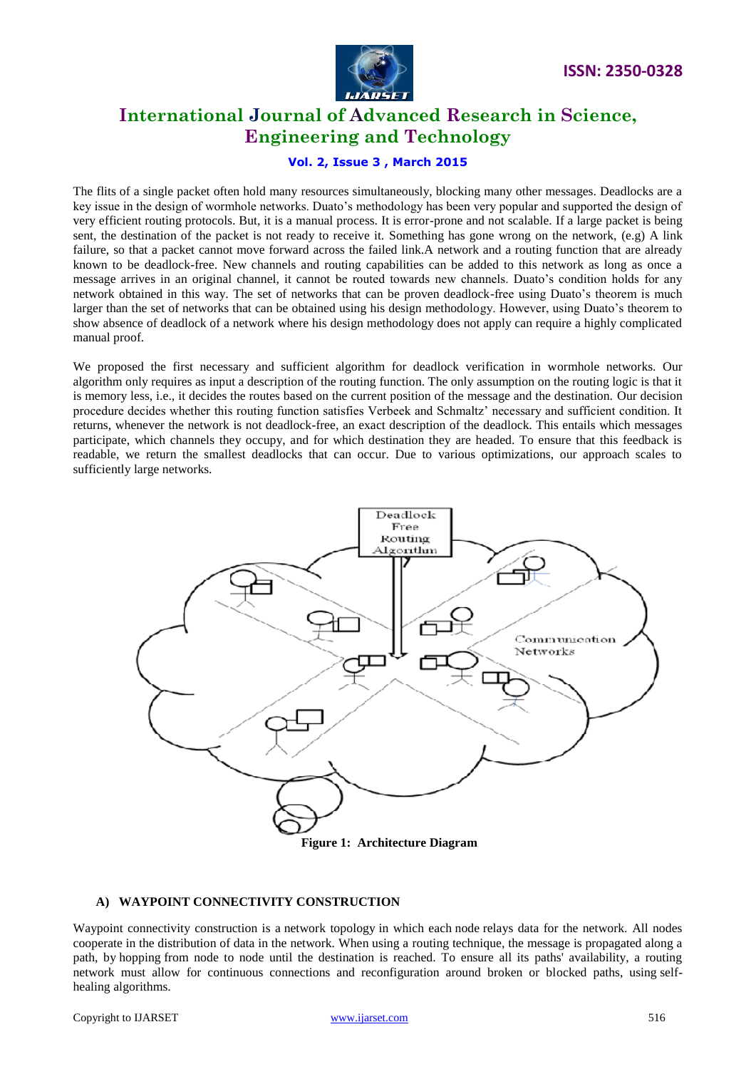The flits of a single packet often hold many resources simultaneously, blocking many other messages. Deadlocks are a key issue in the design of wormhole networks. Duato's methodology has been very popular and supported the design of very efficient routing protocols. But, it is a manual process. It is error-prone and not scalable. If a large packet is being sent, the destination of the packet is not ready to receive it. Something has gone wrong on the network, (e.g) A link failure, so that a packet cannot move forward across the failed link.A network and a routing function that are already known to be deadlock-free. New channels and routing capabilities can be added to this network as long as once a message arrives in an original channel, it cannot be routed towards new channels. Duato's condition holds for any network obtained in this way. The set of networks that can be proven deadlock-free using Duato's theorem is much larger than the set of networks that can be obtained using his design methodology. However, using Duato's theorem to show absence of deadlock of a network where his design methodology does not apply can require a highly complicated manual proof.

We proposed the first necessary and sufficient algorithm for deadlock verification in wormhole networks. Our algorithm only requires as input a description of the routing function. The only assumption on the routing logic is that it is memory less, i.e., it decides the routes based on the current position of the message and the destination. Our decision procedure decides whether this routing function satisfies Verbeek and Schmaltz' necessary and sufficient condition. It returns, whenever the network is not deadlock-free, an exact description of the deadlock. This entails which messages participate, which channels they occupy, and for which destination they are headed. To ensure that this feedback is readable, we return the smallest deadlocks that can occur. Due to various optimizations, our approach scales to sufficiently large networks.

**Figure 1: Architecture Diagram**

### A) WAYPOINT CONNECTIVITY CONSTRUCTION

Waypoint connectivity construction is a network topology in which each node relays data for the network. All nodes cooperate in the distribution of data in the network. When using a routing technique, the message is propagated along a path, by hopping from node to node until the destination is reached. To ensure all its paths' availability, a routing network must allow for continuous connections and reconfiguration around broken or blocked paths, using self-healing algorithms.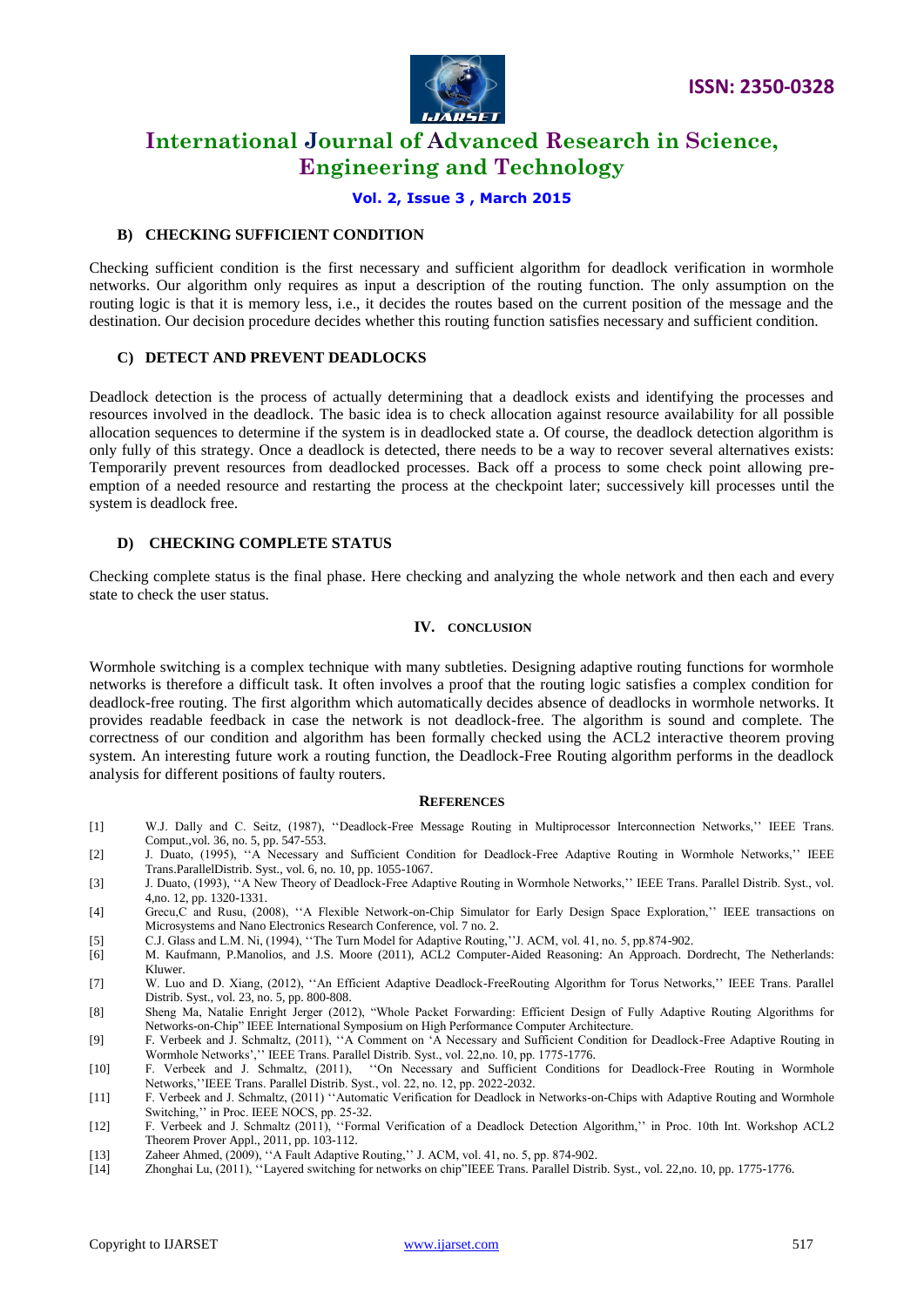### B) CHECKING SUFFICIENT CONDITION

Checking sufficient condition is the first necessary and sufficient algorithm for deadlock verification in wormhole networks. Our algorithm only requires as input a description of the routing function. The only assumption on the routing logic is that it is memory less, i.e., it decides the routes based on the current position of the message and the destination. Our decision procedure decides whether this routing function satisfies necessary and sufficient condition.

### C) DETECT AND PREVENT DEADLOCKS

Deadlock detection is the process of actually determining that a deadlock exists and identifying the processes and resources involved in the deadlock. The basic idea is to check allocation against resource availability for all possible allocation sequences to determine if the system is in deadlocked state a. Of course, the deadlock detection algorithm is only fully of this strategy. Once a deadlock is detected, there needs to be a way to recover several alternatives exists: Temporarily prevent resources from deadlocked processes. Back off a process to some check point allowing pre-emption of a needed resource and restarting the process at the checkpoint later; successively kill processes until the system is deadlock free.

### D) CHECKING COMPLETE STATUS

Checking complete status is the final phase. Here checking and analyzing the whole network and then each and every state to check the user status.

## IV. CONCLUSION

Wormhole switching is a complex technique with many subtleties. Designing adaptive routing functions for wormhole networks is therefore a difficult task. It often involves a proof that the routing logic satisfies a complex condition for deadlock-free routing. The first algorithm which automatically decides absence of deadlocks in wormhole networks. It provides readable feedback in case the network is not deadlock-free. The algorithm is sound and complete. The correctness of our condition and algorithm has been formally checked using the ACL2 interactive theorem proving system. An interesting future work a routing function, the Deadlock-Free Routing algorithm performs in the deadlock analysis for different positions of faulty routers.

## REFERENCES

[1] W.J. Dally and C. Seitz, (1987), ''Deadlock-Free Message Routing in Multiprocessor Interconnection Networks,'' IEEE Trans. Comput.,vol. 36, no. 5, pp. 547-553.

[2] J. Duato, (1995), ''A Necessary and Sufficient Condition for Deadlock-Free Adaptive Routing in Wormhole Networks,'' IEEE Trans.ParallelDistrib. Syst., vol. 6, no. 10, pp. 1055-1067.

[3] J. Duato, (1993), ''A New Theory of Deadlock-Free Adaptive Routing in Wormhole Networks,'' IEEE Trans. Parallel Distrib. Syst., vol. 4,no. 12, pp. 1320-1331.

[4] Grecu,C and Rusu, (2008), ''A Flexible Network-on-Chip Simulator for Early Design Space Exploration,'' IEEE transactions on Microsystems and Nano Electronics Research Conference, vol. 7 no. 2.

[5] C.J. Glass and L.M. Ni, (1994), ''The Turn Model for Adaptive Routing,''J. ACM, vol. 41, no. 5, pp.874-902.

[6] M. Kaufmann, P.Manolios, and J.S. Moore (2011), ACL2 Computer-Aided Reasoning: An Approach. Dordrecht, The Netherlands: Kluwer.

[7] W. Luo and D. Xiang, (2012), ''An Efficient Adaptive Deadlock-FreeRouting Algorithm for Torus Networks,'' IEEE Trans. Parallel Distrib. Syst., vol. 23, no. 5, pp. 800-808.

[8] Sheng Ma, Natalie Enright Jerger (2012), "Whole Packet Forwarding: Efficient Design of Fully Adaptive Routing Algorithms for Networks-on-Chip" IEEE International Symposium on High Performance Computer Architecture.

[9] F. Verbeek and J. Schmaltz, (2011), ''A Comment on 'A Necessary and Sufficient Condition for Deadlock-Free Adaptive Routing in Wormhole Networks','' IEEE Trans. Parallel Distrib. Syst., vol. 22,no. 10, pp. 1775-1776.

[10] F. Verbeek and J. Schmaltz, (2011), ''On Necessary and Sufficient Conditions for Deadlock-Free Routing in Wormhole Networks,''IEEE Trans. Parallel Distrib. Syst., vol. 22, no. 12, pp. 2022-2032.

[11] F. Verbeek and J. Schmaltz, (2011) ''Automatic Verification for Deadlock in Networks-on-Chips with Adaptive Routing and Wormhole Switching,'' in Proc. IEEE NOCS, pp. 25-32.

[12] F. Verbeek and J. Schmaltz (2011), ''Formal Verification of a Deadlock Detection Algorithm,'' in Proc. 10th Int. Workshop ACL2 Theorem Prover Appl., 2011, pp. 103-112.

[13] Zaheer Ahmed, (2009), ''A Fault Adaptive Routing,'' J. ACM, vol. 41, no. 5, pp. 874-902.

[14] Zhonghai Lu, (2011), ''Layered switching for networks on chip"IEEE Trans. Parallel Distrib. Syst., vol. 22,no. 10, pp. 1775-1776.